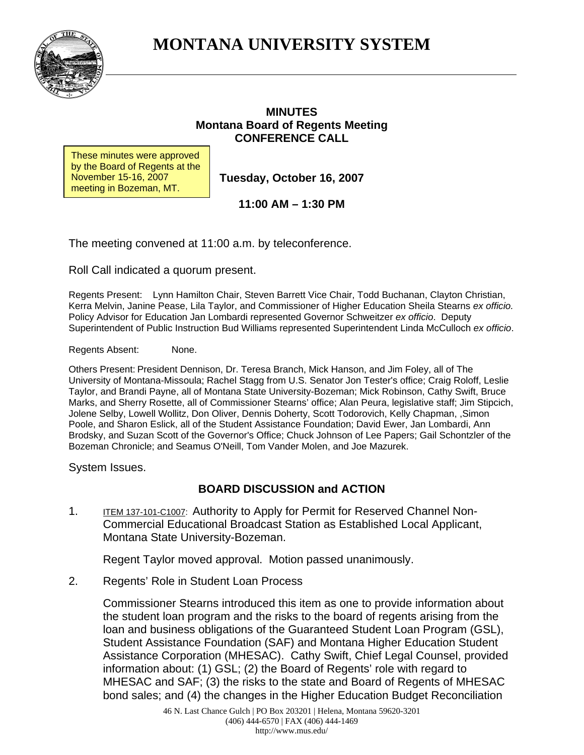# MONTANA UNIVERSITY SYSTEM

**MINUTES**
**Montana Board of Regents Meeting**
**CONFERENCE CALL**

These minutes were approved by the Board of Regents at the November 15-16, 2007 meeting in Bozeman, MT.

**Tuesday, October 16, 2007**

**11:00 AM – 1:30 PM**

The meeting convened at 11:00 a.m. by teleconference.

Roll Call indicated a quorum present.

Regents Present: Lynn Hamilton Chair, Steven Barrett Vice Chair, Todd Buchanan, Clayton Christian, Kerra Melvin, Janine Pease, Lila Taylor, and Commissioner of Higher Education Sheila Stearns *ex officio.* Policy Advisor for Education Jan Lombardi represented Governor Schweitzer *ex officio*. Deputy Superintendent of Public Instruction Bud Williams represented Superintendent Linda McCulloch *ex officio*.

Regents Absent: None.

Others Present: President Dennison, Dr. Teresa Branch, Mick Hanson, and Jim Foley, all of The University of Montana-Missoula; Rachel Stagg from U.S. Senator Jon Tester's office; Craig Roloff, Leslie Taylor, and Brandi Payne, all of Montana State University-Bozeman; Mick Robinson, Cathy Swift, Bruce Marks, and Sherry Rosette, all of Commissioner Stearns' office; Alan Peura, legislative staff; Jim Stipcich, Jolene Selby, Lowell Wollitz, Don Oliver, Dennis Doherty, Scott Todorovich, Kelly Chapman, ,Simon Poole, and Sharon Eslick, all of the Student Assistance Foundation; David Ewer, Jan Lombardi, Ann Brodsky, and Suzan Scott of the Governor's Office; Chuck Johnson of Lee Papers; Gail Schontzler of the Bozeman Chronicle; and Seamus O'Neill, Tom Vander Molen, and Joe Mazurek.

System Issues.

## BOARD DISCUSSION and ACTION

1. ITEM 137-101-C1007: Authority to Apply for Permit for Reserved Channel Non-Commercial Educational Broadcast Station as Established Local Applicant, Montana State University-Bozeman.

   Regent Taylor moved approval. Motion passed unanimously.

2. Regents' Role in Student Loan Process

   Commissioner Stearns introduced this item as one to provide information about the student loan program and the risks to the board of regents arising from the loan and business obligations of the Guaranteed Student Loan Program (GSL), Student Assistance Foundation (SAF) and Montana Higher Education Student Assistance Corporation (MHESAC). Cathy Swift, Chief Legal Counsel, provided information about: (1) GSL; (2) the Board of Regents' role with regard to MHESAC and SAF; (3) the risks to the state and Board of Regents of MHESAC bond sales; and (4) the changes in the Higher Education Budget Reconciliation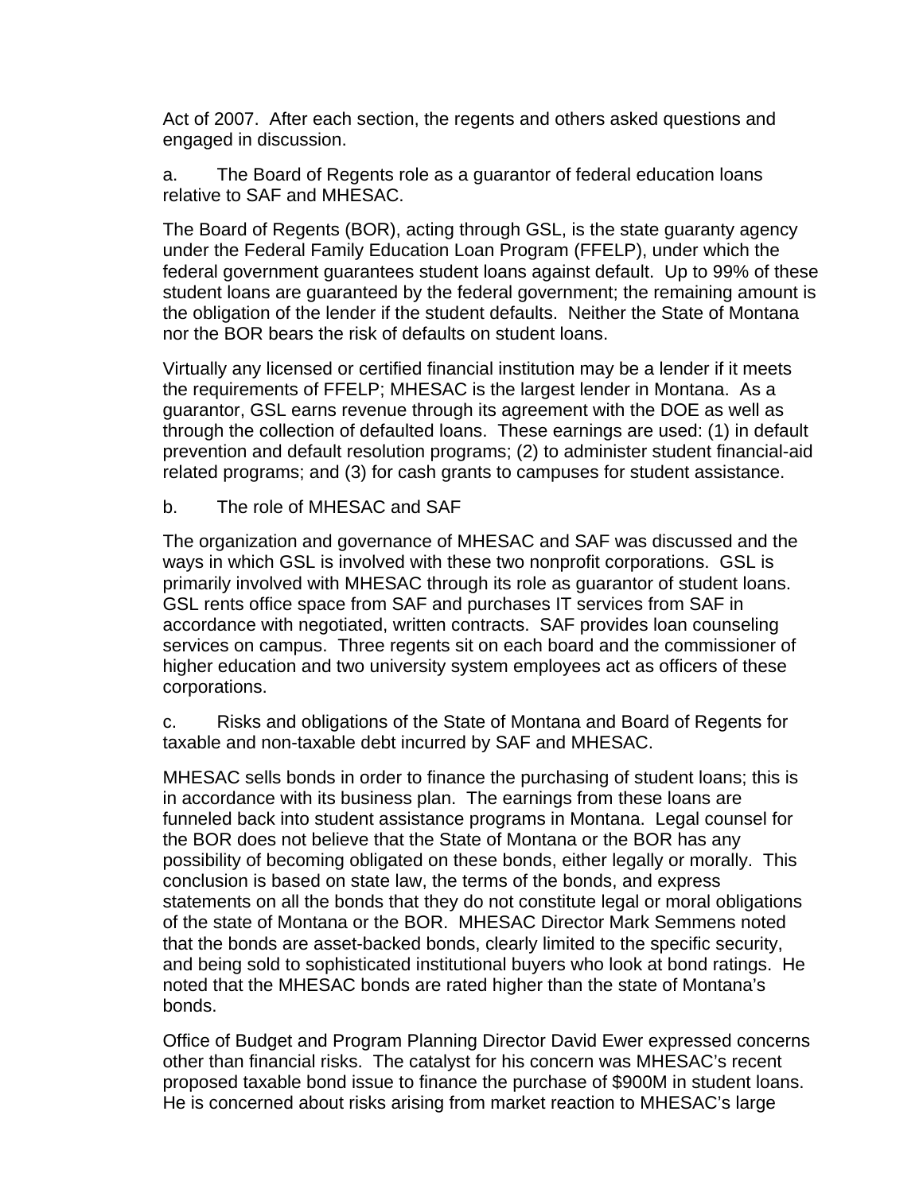Act of 2007. After each section, the regents and others asked questions and engaged in discussion.

a. The Board of Regents role as a guarantor of federal education loans relative to SAF and MHESAC.

The Board of Regents (BOR), acting through GSL, is the state guaranty agency under the Federal Family Education Loan Program (FFELP), under which the federal government guarantees student loans against default. Up to 99% of these student loans are guaranteed by the federal government; the remaining amount is the obligation of the lender if the student defaults. Neither the State of Montana nor the BOR bears the risk of defaults on student loans.

Virtually any licensed or certified financial institution may be a lender if it meets the requirements of FFELP; MHESAC is the largest lender in Montana. As a guarantor, GSL earns revenue through its agreement with the DOE as well as through the collection of defaulted loans. These earnings are used: (1) in default prevention and default resolution programs; (2) to administer student financial-aid related programs; and (3) for cash grants to campuses for student assistance.

b. The role of MHESAC and SAF

The organization and governance of MHESAC and SAF was discussed and the ways in which GSL is involved with these two nonprofit corporations. GSL is primarily involved with MHESAC through its role as guarantor of student loans. GSL rents office space from SAF and purchases IT services from SAF in accordance with negotiated, written contracts. SAF provides loan counseling services on campus. Three regents sit on each board and the commissioner of higher education and two university system employees act as officers of these corporations.

c. Risks and obligations of the State of Montana and Board of Regents for taxable and non-taxable debt incurred by SAF and MHESAC.

MHESAC sells bonds in order to finance the purchasing of student loans; this is in accordance with its business plan. The earnings from these loans are funneled back into student assistance programs in Montana. Legal counsel for the BOR does not believe that the State of Montana or the BOR has any possibility of becoming obligated on these bonds, either legally or morally. This conclusion is based on state law, the terms of the bonds, and express statements on all the bonds that they do not constitute legal or moral obligations of the state of Montana or the BOR. MHESAC Director Mark Semmens noted that the bonds are asset-backed bonds, clearly limited to the specific security, and being sold to sophisticated institutional buyers who look at bond ratings. He noted that the MHESAC bonds are rated higher than the state of Montana's bonds.

Office of Budget and Program Planning Director David Ewer expressed concerns other than financial risks. The catalyst for his concern was MHESAC's recent proposed taxable bond issue to finance the purchase of $900M in student loans. He is concerned about risks arising from market reaction to MHESAC's large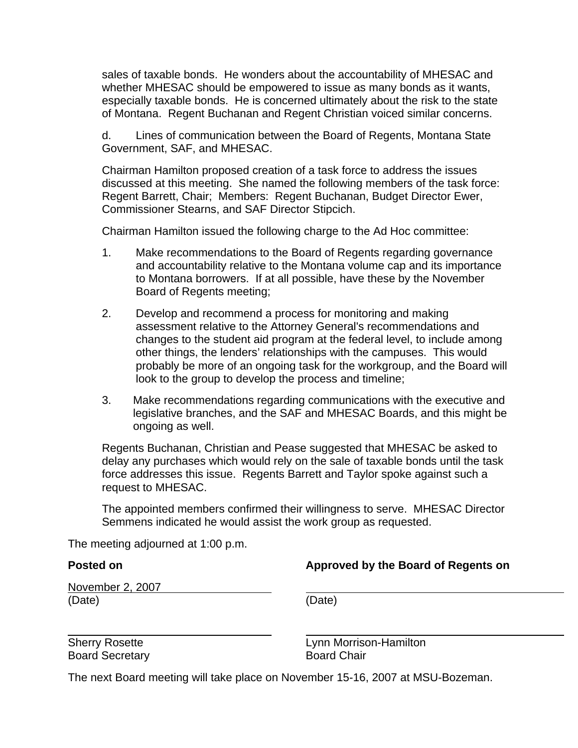sales of taxable bonds. He wonders about the accountability of MHESAC and whether MHESAC should be empowered to issue as many bonds as it wants, especially taxable bonds. He is concerned ultimately about the risk to the state of Montana. Regent Buchanan and Regent Christian voiced similar concerns.

d. Lines of communication between the Board of Regents, Montana State Government, SAF, and MHESAC.

Chairman Hamilton proposed creation of a task force to address the issues discussed at this meeting. She named the following members of the task force: Regent Barrett, Chair; Members: Regent Buchanan, Budget Director Ewer, Commissioner Stearns, and SAF Director Stipcich.

Chairman Hamilton issued the following charge to the Ad Hoc committee:

1. Make recommendations to the Board of Regents regarding governance and accountability relative to the Montana volume cap and its importance to Montana borrowers. If at all possible, have these by the November Board of Regents meeting;

2. Develop and recommend a process for monitoring and making assessment relative to the Attorney General's recommendations and changes to the student aid program at the federal level, to include among other things, the lenders' relationships with the campuses. This would probably be more of an ongoing task for the workgroup, and the Board will look to the group to develop the process and timeline;

3. Make recommendations regarding communications with the executive and legislative branches, and the SAF and MHESAC Boards, and this might be ongoing as well.

Regents Buchanan, Christian and Pease suggested that MHESAC be asked to delay any purchases which would rely on the sale of taxable bonds until the task force addresses this issue. Regents Barrett and Taylor spoke against such a request to MHESAC.

The appointed members confirmed their willingness to serve. MHESAC Director Semmens indicated he would assist the work group as requested.

The meeting adjourned at 1:00 p.m.

| **Posted on** | **Approved by the Board of Regents on** |
|---|---|
| November 2, 2007 | |
| (Date) | (Date) |
| | |
| Sherry Rosette | Lynn Morrison-Hamilton |
| Board Secretary | Board Chair |

The next Board meeting will take place on November 15-16, 2007 at MSU-Bozeman.